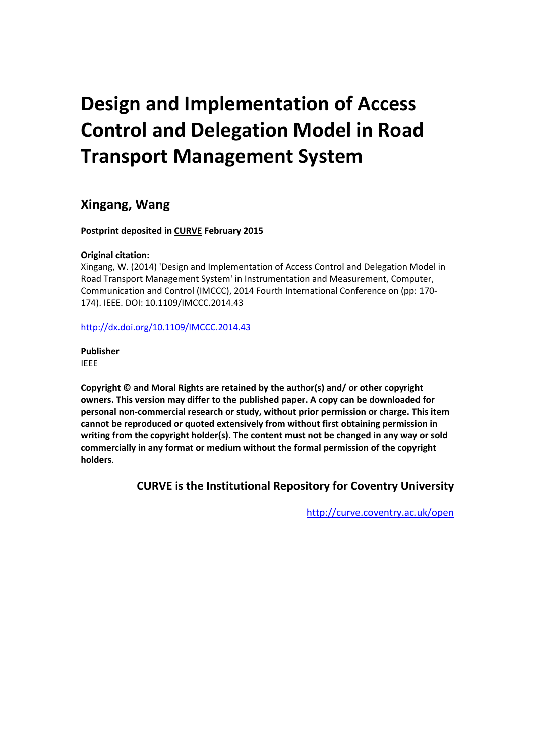# Design and Implementation of Access Control and Delegation Model in Road Transport Management System

## Xingang, Wang

**Postprint deposited in [CURVE](http://curve.coventry.ac.uk/open) February 2015**

**Original citation:**
Xingang, W. (2014) 'Design and Implementation of Access Control and Delegation Model in Road Transport Management System' in Instrumentation and Measurement, Computer, Communication and Control (IMCCC), 2014 Fourth International Conference on (pp: 170-174). IEEE. DOI: 10.1109/IMCCC.2014.43

[http://dx.doi.org/10.1109/IMCCC.2014.43](http://dx.doi.org/10.1109/IMCCC.2014.43)

**Publisher**
IEEE

**Copyright © and Moral Rights are retained by the author(s) and/ or other copyright owners. This version may differ to the published paper. A copy can be downloaded for personal non-commercial research or study, without prior permission or charge. This item cannot be reproduced or quoted extensively from without first obtaining permission in writing from the copyright holder(s). The content must not be changed in any way or sold commercially in any format or medium without the formal permission of the copyright holders**.

**CURVE is the Institutional Repository for Coventry University**

[http://curve.coventry.ac.uk/open](http://curve.coventry.ac.uk/open)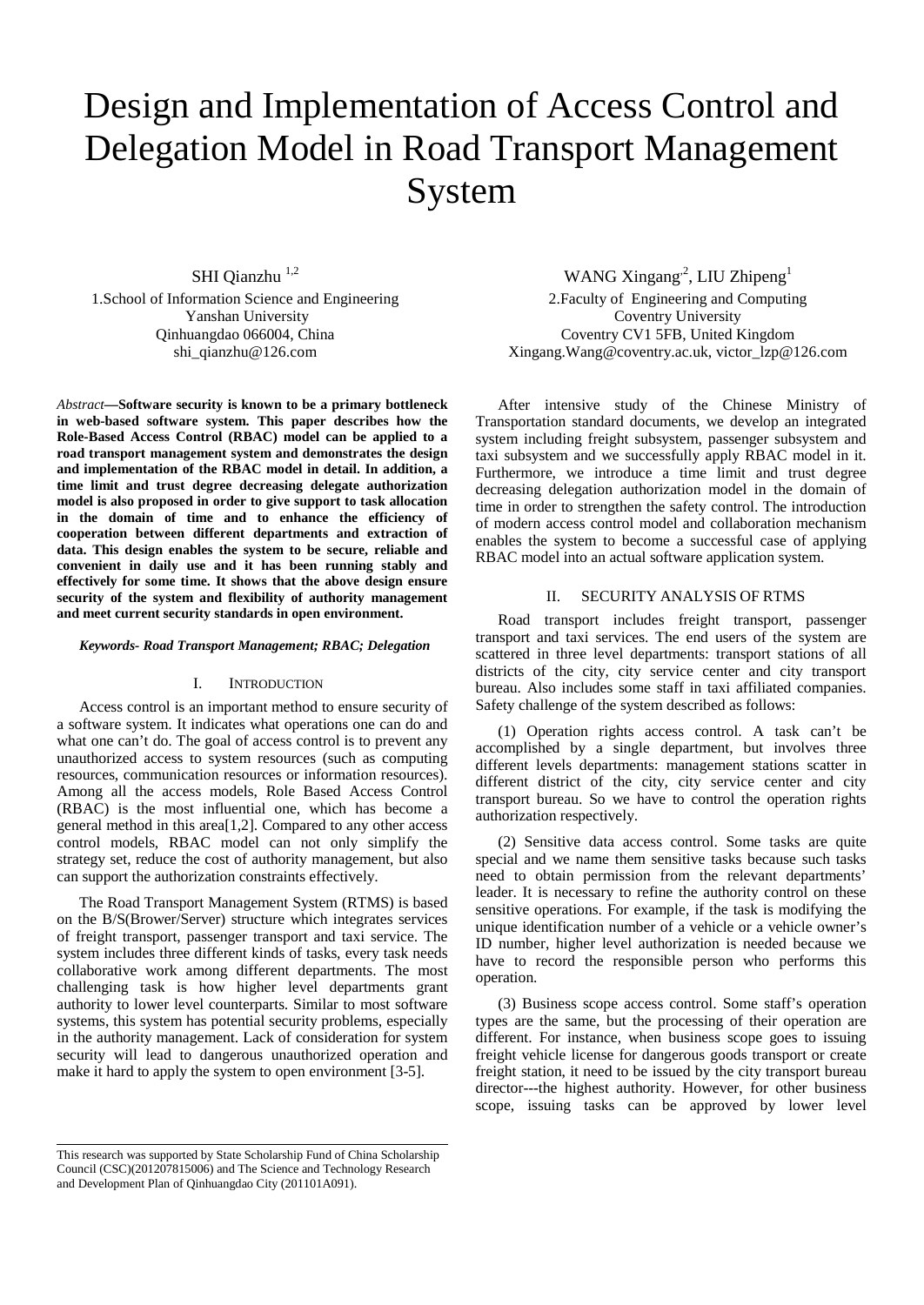# Design and Implementation of Access Control and Delegation Model in Road Transport Management System

SHI Qianzhu [1,2]

1.School of Information Science and Engineering
Yanshan University
Qinhuangdao 066004, China
shi_qianzhu@126.com

WANG Xingang [2], LIU Zhipeng [1]

2.Faculty of Engineering and Computing
Coventry University
Coventry CV1 5FB, United Kingdom
Xingang.Wang@coventry.ac.uk, victor_lzp@126.com

*Abstract*—**Software security is known to be a primary bottleneck in web-based software system. This paper describes how the Role-Based Access Control (RBAC) model can be applied to a road transport management system and demonstrates the design and implementation of the RBAC model in detail. In addition, a time limit and trust degree decreasing delegate authorization model is also proposed in order to give support to task allocation in the domain of time and to enhance the efficiency of cooperation between different departments and extraction of data. This design enables the system to be secure, reliable and convenient in daily use and it has been running stably and effectively for some time. It shows that the above design ensure security of the system and flexibility of authority management and meet current security standards in open environment.**

***Keywords- Road Transport Management; RBAC; Delegation***

## I. INTRODUCTION

Access control is an important method to ensure security of a software system. It indicates what operations one can do and what one can't do. The goal of access control is to prevent any unauthorized access to system resources (such as computing resources, communication resources or information resources). Among all the access models, Role Based Access Control (RBAC) is the most influential one, which has become a general method in this area[1,2]. Compared to any other access control models, RBAC model can not only simplify the strategy set, reduce the cost of authority management, but also can support the authorization constraints effectively.

The Road Transport Management System (RTMS) is based on the B/S(Brower/Server) structure which integrates services of freight transport, passenger transport and taxi service. The system includes three different kinds of tasks, every task needs collaborative work among different departments. The most challenging task is how higher level departments grant authority to lower level counterparts. Similar to most software systems, this system has potential security problems, especially in the authority management. Lack of consideration for system security will lead to dangerous unauthorized operation and make it hard to apply the system to open environment [3-5].

After intensive study of the Chinese Ministry of Transportation standard documents, we develop an integrated system including freight subsystem, passenger subsystem and taxi subsystem and we successfully apply RBAC model in it. Furthermore, we introduce a time limit and trust degree decreasing delegation authorization model in the domain of time in order to strengthen the safety control. The introduction of modern access control model and collaboration mechanism enables the system to become a successful case of applying RBAC model into an actual software application system.

## II. SECURITY ANALYSIS OF RTMS

Road transport includes freight transport, passenger transport and taxi services. The end users of the system are scattered in three level departments: transport stations of all districts of the city, city service center and city transport bureau. Also includes some staff in taxi affiliated companies. Safety challenge of the system described as follows:

(1) Operation rights access control. A task can't be accomplished by a single department, but involves three different levels departments: management stations scatter in different district of the city, city service center and city transport bureau. So we have to control the operation rights authorization respectively.

(2) Sensitive data access control. Some tasks are quite special and we name them sensitive tasks because such tasks need to obtain permission from the relevant departments' leader. It is necessary to refine the authority control on these sensitive operations. For example, if the task is modifying the unique identification number of a vehicle or a vehicle owner's ID number, higher level authorization is needed because we have to record the responsible person who performs this operation.

(3) Business scope access control. Some staff's operation types are the same, but the processing of their operation are different. For instance, when business scope goes to issuing freight vehicle license for dangerous goods transport or create freight station, it need to be issued by the city transport bureau director---the highest authority. However, for other business scope, issuing tasks can be approved by lower level

This research was supported by State Scholarship Fund of China Scholarship Council (CSC)(201207815006) and The Science and Technology Research and Development Plan of Qinhuangdao City (201101A091).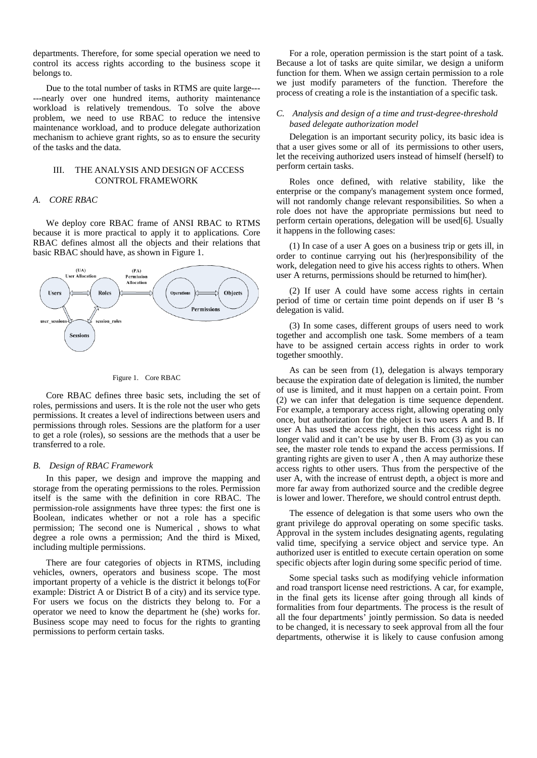departments. Therefore, for some special operation we need to control its access rights according to the business scope it belongs to.

Due to the total number of tasks in RTMS are quite large------nearly over one hundred items, authority maintenance workload is relatively tremendous. To solve the above problem, we need to use RBAC to reduce the intensive maintenance workload, and to produce delegate authorization mechanism to achieve grant rights, so as to ensure the security of the tasks and the data.

## III. THE ANALYSIS AND DESIGN OF ACCESS CONTROL FRAMEWORK

### *A. CORE RBAC*

We deploy core RBAC frame of ANSI RBAC to RTMS because it is more practical to apply it to applications. Core RBAC defines almost all the objects and their relations that basic RBAC should have, as shown in Figure 1.

Figure 1. Core RBAC

Core RBAC defines three basic sets, including the set of roles, permissions and users. It is the role not the user who gets permissions. It creates a level of indirections between users and permissions through roles. Sessions are the platform for a user to get a role (roles), so sessions are the methods that a user be transferred to a role.

### *B. Design of RBAC Framework*

In this paper, we design and improve the mapping and storage from the operating permissions to the roles. Permission itself is the same with the definition in core RBAC. The permission-role assignments have three types: the first one is Boolean, indicates whether or not a role has a specific permission; The second one is Numerical , shows to what degree a role owns a permission; And the third is Mixed, including multiple permissions.

There are four categories of objects in RTMS, including vehicles, owners, operators and business scope. The most important property of a vehicle is the district it belongs to(For example: District A or District B of a city) and its service type. For users we focus on the districts they belong to. For a operator we need to know the department he (she) works for. Business scope may need to focus for the rights to granting permissions to perform certain tasks.

For a role, operation permission is the start point of a task. Because a lot of tasks are quite similar, we design a uniform function for them. When we assign certain permission to a role we just modify parameters of the function. Therefore the process of creating a role is the instantiation of a specific task.

### *C. Analysis and design of a time and trust-degree-threshold based delegate authorization model*

Delegation is an important security policy, its basic idea is that a user gives some or all of its permissions to other users, let the receiving authorized users instead of himself (herself) to perform certain tasks.

Roles once defined, with relative stability, like the enterprise or the company's management system once formed, will not randomly change relevant responsibilities. So when a role does not have the appropriate permissions but need to perform certain operations, delegation will be used[6]. Usually it happens in the following cases:

(1) In case of a user A goes on a business trip or gets ill, in order to continue carrying out his (her)responsibility of the work, delegation need to give his access rights to others. When user A returns, permissions should be returned to him(her).

(2) If user A could have some access rights in certain period of time or certain time point depends on if user B 's delegation is valid.

(3) In some cases, different groups of users need to work together and accomplish one task. Some members of a team have to be assigned certain access rights in order to work together smoothly.

As can be seen from (1), delegation is always temporary because the expiration date of delegation is limited, the number of use is limited, and it must happen on a certain point. From (2) we can infer that delegation is time sequence dependent. For example, a temporary access right, allowing operating only once, but authorization for the object is two users A and B. If user A has used the access right, then this access right is no longer valid and it can't be use by user B. From (3) as you can see, the master role tends to expand the access permissions. If granting rights are given to user A , then A may authorize these access rights to other users. Thus from the perspective of the user A, with the increase of entrust depth, a object is more and more far away from authorized source and the credible degree is lower and lower. Therefore, we should control entrust depth.

The essence of delegation is that some users who own the grant privilege do approval operating on some specific tasks. Approval in the system includes designating agents, regulating valid time, specifying a service object and service type. An authorized user is entitled to execute certain operation on some specific objects after login during some specific period of time.

Some special tasks such as modifying vehicle information and road transport license need restrictions. A car, for example, in the final gets its license after going through all kinds of formalities from four departments. The process is the result of all the four departments' jointly permission. So data is needed to be changed, it is necessary to seek approval from all the four departments, otherwise it is likely to cause confusion among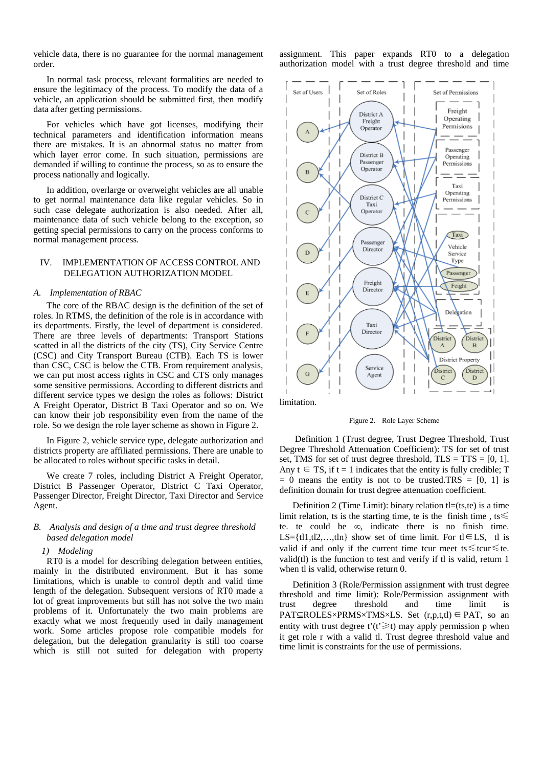vehicle data, there is no guarantee for the normal management order.

In normal task process, relevant formalities are needed to ensure the legitimacy of the process. To modify the data of a vehicle, an application should be submitted first, then modify data after getting permissions.

For vehicles which have got licenses, modifying their technical parameters and identification information means there are mistakes. It is an abnormal status no matter from which layer error come. In such situation, permissions are demanded if willing to continue the process, so as to ensure the process nationally and logically.

In addition, overlarge or overweight vehicles are all unable to get normal maintenance data like regular vehicles. So in such case delegate authorization is also needed. After all, maintenance data of such vehicle belong to the exception, so getting special permissions to carry on the process conforms to normal management process.

## IV. IMPLEMENTATION OF ACCESS CONTROL AND DELEGATION AUTHORIZATION MODEL

### *A. Implementation of RBAC*

The core of the RBAC design is the definition of the set of roles. In RTMS, the definition of the role is in accordance with its departments. Firstly, the level of department is considered. There are three levels of departments: Transport Stations scattered in all the districts of the city (TS), City Service Centre (CSC) and City Transport Bureau (CTB). Each TS is lower than CSC, CSC is below the CTB. From requirement analysis, we can put most access rights in CSC and CTS only manages some sensitive permissions. According to different districts and different service types we design the roles as follows: District A Freight Operator, District B Taxi Operator and so on. We can know their job responsibility even from the name of the role. So we design the role layer scheme as shown in Figure 2.

In Figure 2, vehicle service type, delegate authorization and districts property are affiliated permissions. There are unable to be allocated to roles without specific tasks in detail.

We create 7 roles, including District A Freight Operator, District B Passenger Operator, District C Taxi Operator, Passenger Director, Freight Director, Taxi Director and Service Agent.

### *B. Analysis and design of a time and trust degree threshold based delegation model*

#### *1) Modeling*

RT0 is a model for describing delegation between entities, mainly in the distributed environment. But it has some limitations, which is unable to control depth and valid time length of the delegation. Subsequent versions of RT0 made a lot of great improvements but still has not solve the two main problems of it. Unfortunately the two main problems are exactly what we most frequently used in daily management work. Some articles propose role compatible models for delegation, but the delegation granularity is still too coarse which is still not suited for delegation with property assignment. This paper expands RT0 to a delegation authorization model with a trust degree threshold and time limitation.

Figure 2. Role Layer Scheme

Definition 1 (Trust degree, Trust Degree Threshold, Trust Degree Threshold Attenuation Coefficient): TS for set of trust set, TMS for set of trust degree threshold, TLS = TTS = [0, 1]. Any $t \in TS$, if $t = 1$ indicates that the entity is fully credible; $T = 0$ means the entity is not to be trusted.TRS = [0, 1] is definition domain for trust degree attenuation coefficient.

Definition 2 (Time Limit): binary relation tl=(ts,te) is a time limit relation, ts is the starting time, te is the finish time , $ts \leqslant te$. te could be $\infty$, indicate there is no finish time. LS={tl1,tl2,…,tln} show set of time limit. For $tl \in LS$, tl is valid if and only if the current time tcur meet $ts \leqslant tcur \leqslant te$. valid(tl) is the function to test and verify if tl is valid, return 1 when tl is valid, otherwise return 0.

Definition 3 (Role/Permission assignment with trust degree threshold and time limit): Role/Permission assignment with trust degree threshold and time limit is PAT⊆ROLES×PRMS×TMS×LS. Set $(r,p,t,tl) \in PAT$, so an entity with trust degree t'($t' \geqslant t$) may apply permission p when it get role r with a valid tl. Trust degree threshold value and time limit is constraints for the use of permissions.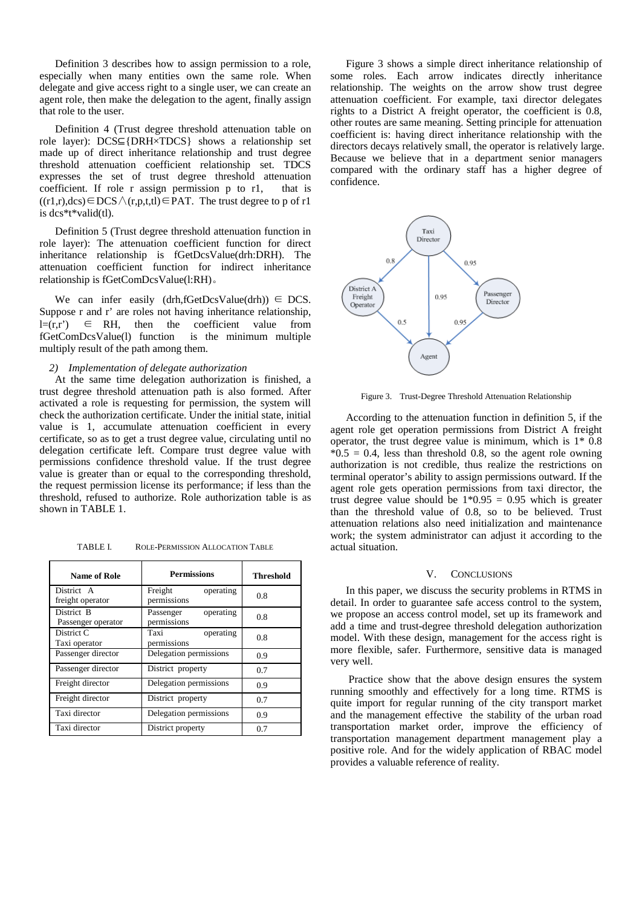Definition 3 describes how to assign permission to a role, especially when many entities own the same role. When delegate and give access right to a single user, we can create an agent role, then make the delegation to the agent, finally assign that role to the user.

Definition 4 (Trust degree threshold attenuation table on role layer): DCS⊆{DRH×TDCS} shows a relationship set made up of direct inheritance relationship and trust degree threshold attenuation coefficient relationship set. TDCS expresses the set of trust degree threshold attenuation coefficient. If role r assign permission p to r1, that is ((r1,r),dcs)∈DCS∧(r,p,t,tl)∈PAT. The trust degree to p of r1 is dcs\*t\*valid(tl).

Definition 5 (Trust degree threshold attenuation function in role layer): The attenuation coefficient function for direct inheritance relationship is fGetDcsValue(drh:DRH). The attenuation coefficient function for indirect inheritance relationship is fGetComDcsValue(l:RH)。

We can infer easily (drh,fGetDcsValue(drh)) ∈ DCS. Suppose r and r' are roles not having inheritance relationship, l=(r,r') ∈ RH, then the coefficient value from fGetComDcsValue(l) function is the minimum multiple multiply result of the path among them.

*2) Implementation of delegate authorization*

At the same time delegation authorization is finished, a trust degree threshold attenuation path is also formed. After activated a role is requesting for permission, the system will check the authorization certificate. Under the initial state, initial value is 1, accumulate attenuation coefficient in every certificate, so as to get a trust degree value, circulating until no delegation certificate left. Compare trust degree value with permissions confidence threshold value. If the trust degree value is greater than or equal to the corresponding threshold, the request permission license its performance; if less than the threshold, refused to authorize. Role authorization table is as shown in TABLE 1.

TABLE I. ROLE-PERMISSION ALLOCATION TABLE

| Name of Role | Permissions | Threshold |
|---|---|---|
| District A freight operator | Freight operating permissions | 0.8 |
| District B Passenger operator | Passenger operating permissions | 0.8 |
| District C Taxi operator | Taxi operating permissions | 0.8 |
| Passenger director | Delegation permissions | 0.9 |
| Passenger director | District property | 0.7 |
| Freight director | Delegation permissions | 0.9 |
| Freight director | District property | 0.7 |
| Taxi director | Delegation permissions | 0.9 |
| Taxi director | District property | 0.7 |

Figure 3 shows a simple direct inheritance relationship of some roles. Each arrow indicates directly inheritance relationship. The weights on the arrow show trust degree attenuation coefficient. For example, taxi director delegates rights to a District A freight operator, the coefficient is 0.8, other routes are same meaning. Setting principle for attenuation coefficient is: having direct inheritance relationship with the directors decays relatively small, the operator is relatively large. Because we believe that in a department senior managers compared with the ordinary staff has a higher degree of confidence.

Figure 3. Trust-Degree Threshold Attenuation Relationship

According to the attenuation function in definition 5, if the agent role get operation permissions from District A freight operator, the trust degree value is minimum, which is $1 * 0.8 * 0.5 = 0.4$, less than threshold 0.8, so the agent role owning authorization is not credible, thus realize the restrictions on terminal operator's ability to assign permissions outward. If the agent role gets operation permissions from taxi director, the trust degree value should be $1 * 0.95 = 0.95$ which is greater than the threshold value of 0.8, so to be believed. Trust attenuation relations also need initialization and maintenance work; the system administrator can adjust it according to the actual situation.

## V. CONCLUSIONS

In this paper, we discuss the security problems in RTMS in detail. In order to guarantee safe access control to the system, we propose an access control model, set up its framework and add a time and trust-degree threshold delegation authorization model. With these design, management for the access right is more flexible, safer. Furthermore, sensitive data is managed very well.

Practice show that the above design ensures the system running smoothly and effectively for a long time. RTMS is quite import for regular running of the city transport market and the management effective the stability of the urban road transportation market order, improve the efficiency of transportation management department management play a positive role. And for the widely application of RBAC model provides a valuable reference of reality.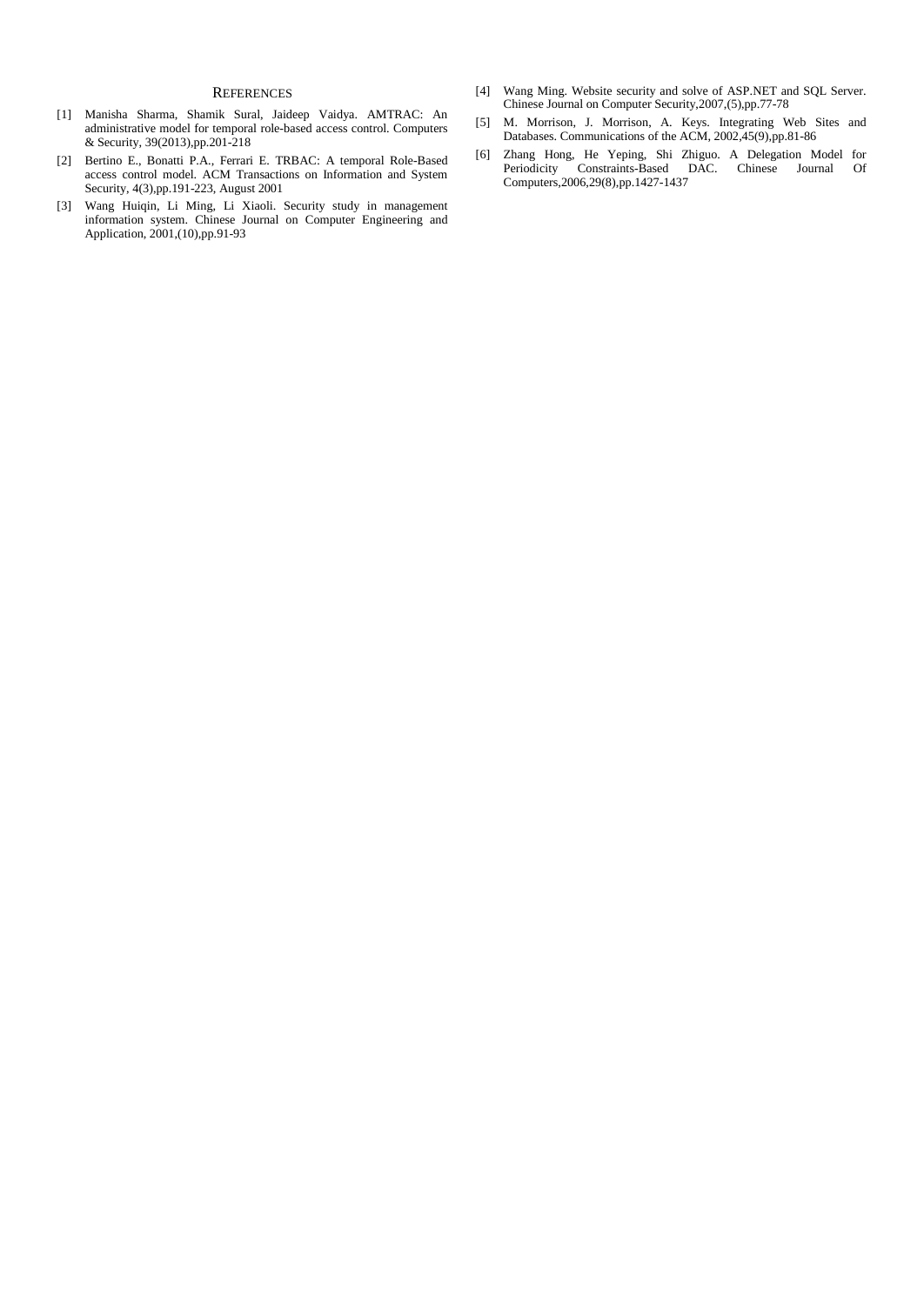## REFERENCES

[1] Manisha Sharma, Shamik Sural, Jaideep Vaidya. AMTRAC: An administrative model for temporal role-based access control. Computers & Security, 39(2013),pp.201-218

[2] Bertino E., Bonatti P.A., Ferrari E. TRBAC: A temporal Role-Based access control model. ACM Transactions on Information and System Security, 4(3),pp.191-223, August 2001

[3] Wang Huiqin, Li Ming, Li Xiaoli. Security study in management information system. Chinese Journal on Computer Engineering and Application, 2001,(10),pp.91-93

[4] Wang Ming. Website security and solve of ASP.NET and SQL Server. Chinese Journal on Computer Security,2007,(5),pp.77-78

[5] M. Morrison, J. Morrison, A. Keys. Integrating Web Sites and Databases. Communications of the ACM, 2002,45(9),pp.81-86

[6] Zhang Hong, He Yeping, Shi Zhiguo. A Delegation Model for Periodicity Constraints-Based DAC. Chinese Journal Of Computers,2006,29(8),pp.1427-1437